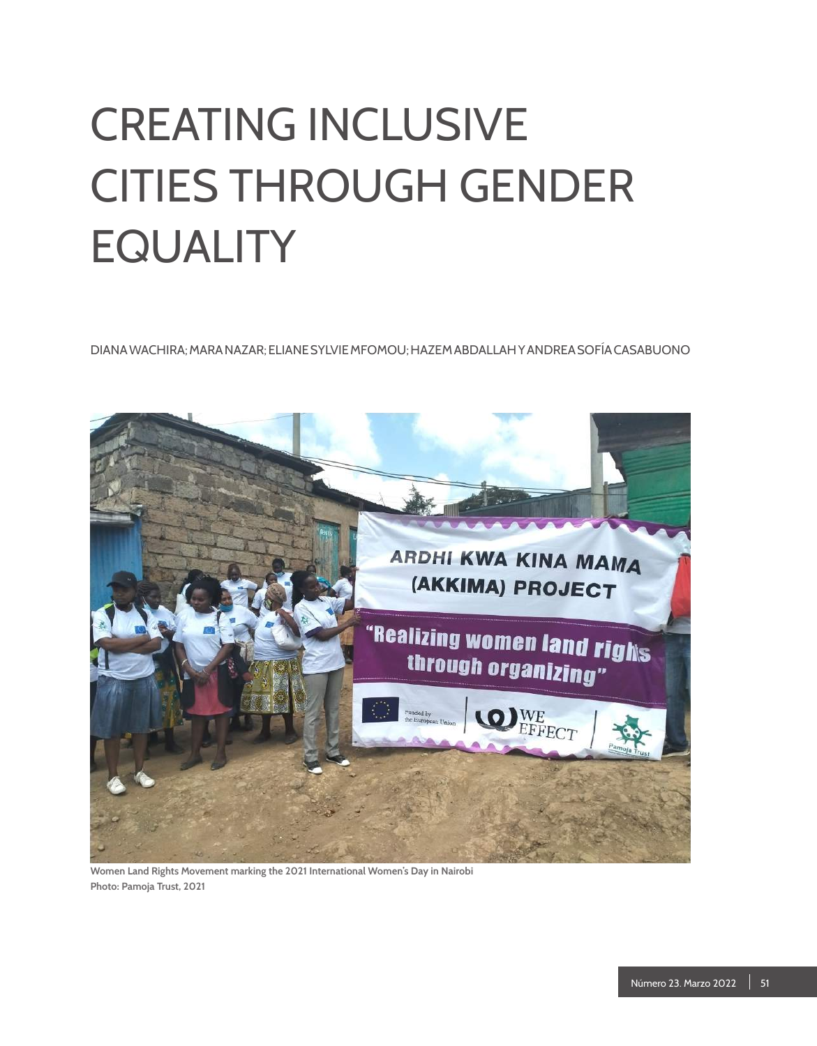# CREATING INCLUSIVE CITIES THROUGH GENDER EQUALITY

DIANA WACHIRA; MARA NAZAR; ELIANE SYLVIE MFOMOU; HAZEM ABDALLAH Y ANDREA SOFÍA CASABUONO

**Women Land Rights Movement marking the 2021 International Women's Day in Nairobi**
**Photo: Pamoja Trust, 2021**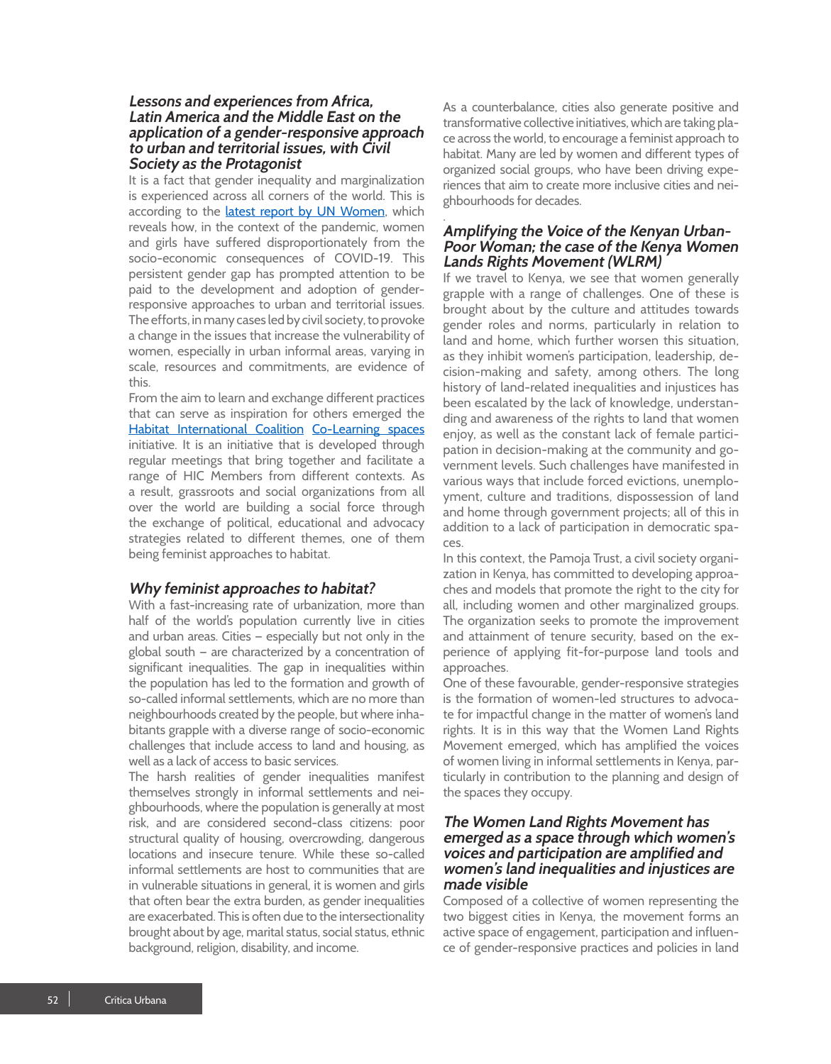### *Lessons and experiences from Africa, Latin America and the Middle East on the application of a gender-responsive approach to urban and territorial issues, with Civil Society as the Protagonist*

It is a fact that gender inequality and marginalization is experienced across all corners of the world. This is according to the latest report by UN Women, which reveals how, in the context of the pandemic, women and girls have suffered disproportionately from the socio-economic consequences of COVID-19. This persistent gender gap has prompted attention to be paid to the development and adoption of gender-responsive approaches to urban and territorial issues. The efforts, in many cases led by civil society, to provoke a change in the issues that increase the vulnerability of women, especially in urban informal areas, varying in scale, resources and commitments, are evidence of this.

From the aim to learn and exchange different practices that can serve as inspiration for others emerged the Habitat International Coalition Co-Learning spaces initiative. It is an initiative that is developed through regular meetings that bring together and facilitate a range of HIC Members from different contexts. As a result, grassroots and social organizations from all over the world are building a social force through the exchange of political, educational and advocacy strategies related to different themes, one of them being feminist approaches to habitat.

### *Why feminist approaches to habitat?*

With a fast-increasing rate of urbanization, more than half of the world's population currently live in cities and urban areas. Cities – especially but not only in the global south – are characterized by a concentration of significant inequalities. The gap in inequalities within the population has led to the formation and growth of so-called informal settlements, which are no more than neighbourhoods created by the people, but where inhabitants grapple with a diverse range of socio-economic challenges that include access to land and housing, as well as a lack of access to basic services.

The harsh realities of gender inequalities manifest themselves strongly in informal settlements and neighbourhoods, where the population is generally at most risk, and are considered second-class citizens: poor structural quality of housing, overcrowding, dangerous locations and insecure tenure. While these so-called informal settlements are host to communities that are in vulnerable situations in general, it is women and girls that often bear the extra burden, as gender inequalities are exacerbated. This is often due to the intersectionality brought about by age, marital status, social status, ethnic background, religion, disability, and income.

As a counterbalance, cities also generate positive and transformative collective initiatives, which are taking place across the world, to encourage a feminist approach to habitat. Many are led by women and different types of organized social groups, who have been driving experiences that aim to create more inclusive cities and neighbourhoods for decades.

### *Amplifying the Voice of the Kenyan Urban-Poor Woman; the case of the Kenya Women Lands Rights Movement (WLRM)*

If we travel to Kenya, we see that women generally grapple with a range of challenges. One of these is brought about by the culture and attitudes towards gender roles and norms, particularly in relation to land and home, which further worsen this situation, as they inhibit women's participation, leadership, decision-making and safety, among others. The long history of land-related inequalities and injustices has been escalated by the lack of knowledge, understanding and awareness of the rights to land that women enjoy, as well as the constant lack of female participation in decision-making at the community and government levels. Such challenges have manifested in various ways that include forced evictions, unemployment, culture and traditions, dispossession of land and home through government projects; all of this in addition to a lack of participation in democratic spaces.

In this context, the Pamoja Trust, a civil society organization in Kenya, has committed to developing approaches and models that promote the right to the city for all, including women and other marginalized groups. The organization seeks to promote the improvement and attainment of tenure security, based on the experience of applying fit-for-purpose land tools and approaches.

One of these favourable, gender-responsive strategies is the formation of women-led structures to advocate for impactful change in the matter of women's land rights. It is in this way that the Women Land Rights Movement emerged, which has amplified the voices of women living in informal settlements in Kenya, particularly in contribution to the planning and design of the spaces they occupy.

### *The Women Land Rights Movement has emerged as a space through which women's voices and participation are amplified and women's land inequalities and injustices are made visible*

Composed of a collective of women representing the two biggest cities in Kenya, the movement forms an active space of engagement, participation and influence of gender-responsive practices and policies in land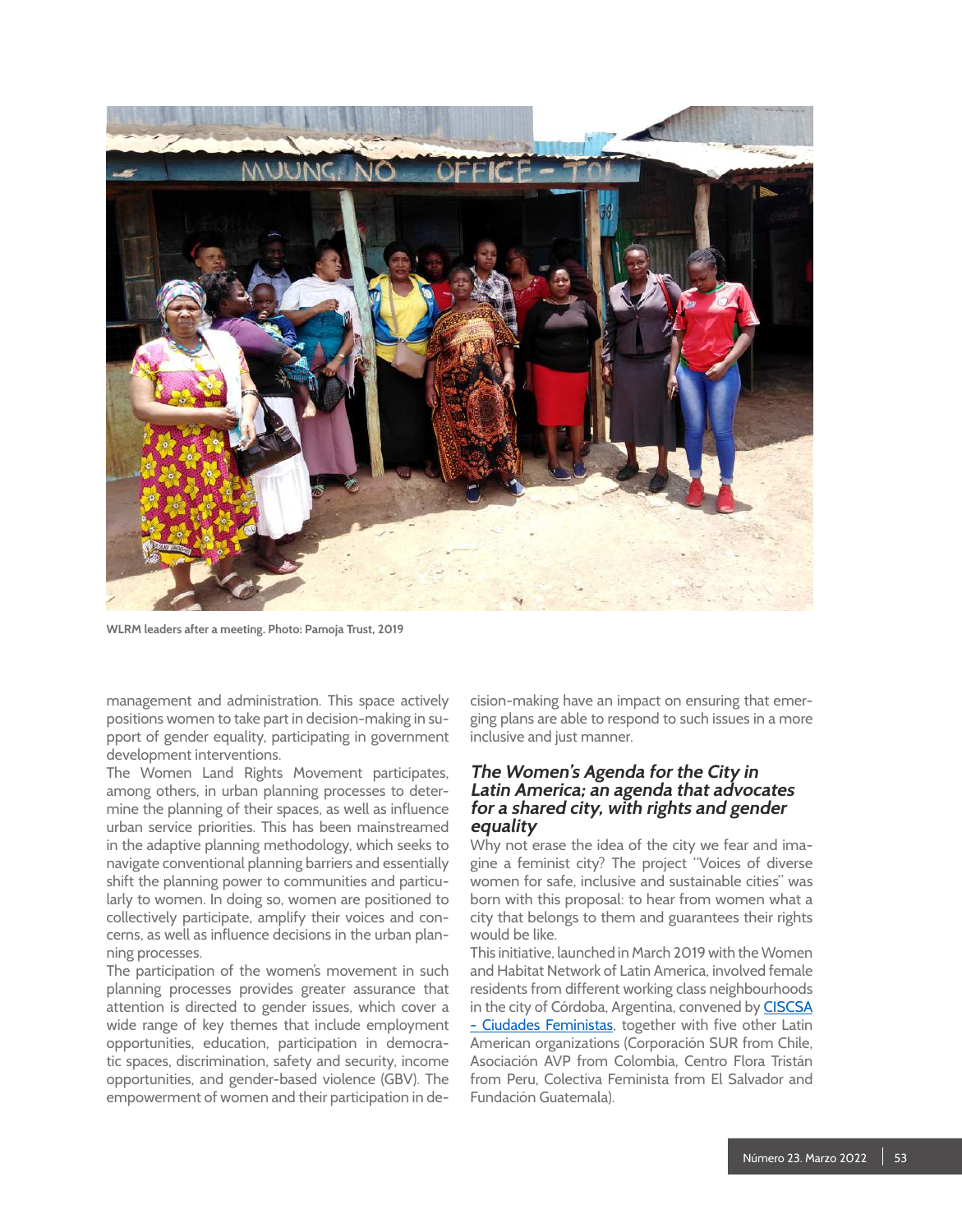WLRM leaders after a meeting. Photo: Pamoja Trust, 2019

management and administration. This space actively positions women to take part in decision-making in support of gender equality, participating in government development interventions.

The Women Land Rights Movement participates, among others, in urban planning processes to determine the planning of their spaces, as well as influence urban service priorities. This has been mainstreamed in the adaptive planning methodology, which seeks to navigate conventional planning barriers and essentially shift the planning power to communities and particularly to women. In doing so, women are positioned to collectively participate, amplify their voices and concerns, as well as influence decisions in the urban planning processes.

The participation of the women's movement in such planning processes provides greater assurance that attention is directed to gender issues, which cover a wide range of key themes that include employment opportunities, education, participation in democratic spaces, discrimination, safety and security, income opportunities, and gender-based violence (GBV). The empowerment of women and their participation in decision-making have an impact on ensuring that emerging plans are able to respond to such issues in a more inclusive and just manner.

### *The Women's Agenda for the City in Latin America; an agenda that advocates for a shared city, with rights and gender equality*

Why not erase the idea of the city we fear and imagine a feminist city? The project "Voices of diverse women for safe, inclusive and sustainable cities" was born with this proposal: to hear from women what a city that belongs to them and guarantees their rights would be like.

This initiative, launched in March 2019 with the Women and Habitat Network of Latin America, involved female residents from different working class neighbourhoods in the city of Córdoba, Argentina, convened by CISCSA - Ciudades Feministas, together with five other Latin American organizations (Corporación SUR from Chile, Asociación AVP from Colombia, Centro Flora Tristán from Peru, Colectiva Feminista from El Salvador and Fundación Guatemala).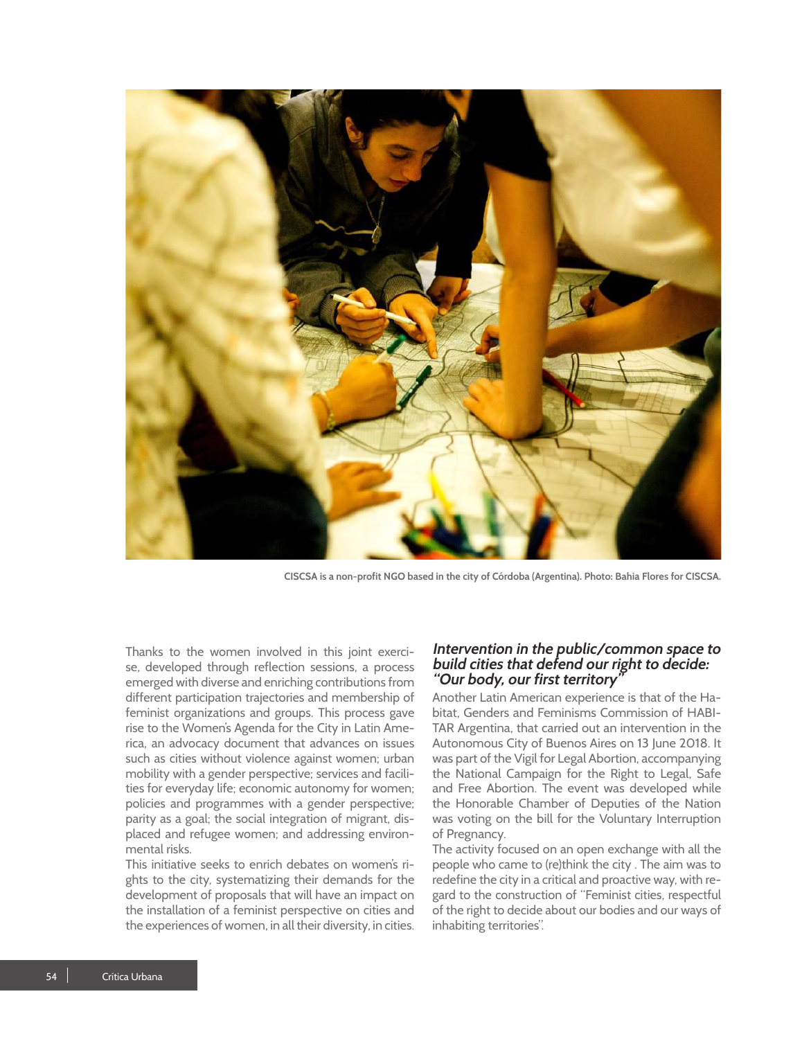CISCSA is a non-profit NGO based in the city of Córdoba (Argentina). Photo: Bahia Flores for CISCSA.

Thanks to the women involved in this joint exercise, developed through reflection sessions, a process emerged with diverse and enriching contributions from different participation trajectories and membership of feminist organizations and groups. This process gave rise to the Women's Agenda for the City in Latin America, an advocacy document that advances on issues such as cities without violence against women; urban mobility with a gender perspective; services and facilities for everyday life; economic autonomy for women; policies and programmes with a gender perspective; parity as a goal; the social integration of migrant, displaced and refugee women; and addressing environmental risks.

This initiative seeks to enrich debates on women's rights to the city, systematizing their demands for the development of proposals that will have an impact on the installation of a feminist perspective on cities and the experiences of women, in all their diversity, in cities.

### *Intervention in the public/common space to build cities that defend our right to decide: "Our body, our first territory"*

Another Latin American experience is that of the Habitat, Genders and Feminisms Commission of HABITAR Argentina, that carried out an intervention in the Autonomous City of Buenos Aires on 13 June 2018. It was part of the Vigil for Legal Abortion, accompanying the National Campaign for the Right to Legal, Safe and Free Abortion. The event was developed while the Honorable Chamber of Deputies of the Nation was voting on the bill for the Voluntary Interruption of Pregnancy.

The activity focused on an open exchange with all the people who came to (re)think the city . The aim was to redefine the city in a critical and proactive way, with regard to the construction of "Feminist cities, respectful of the right to decide about our bodies and our ways of inhabiting territories".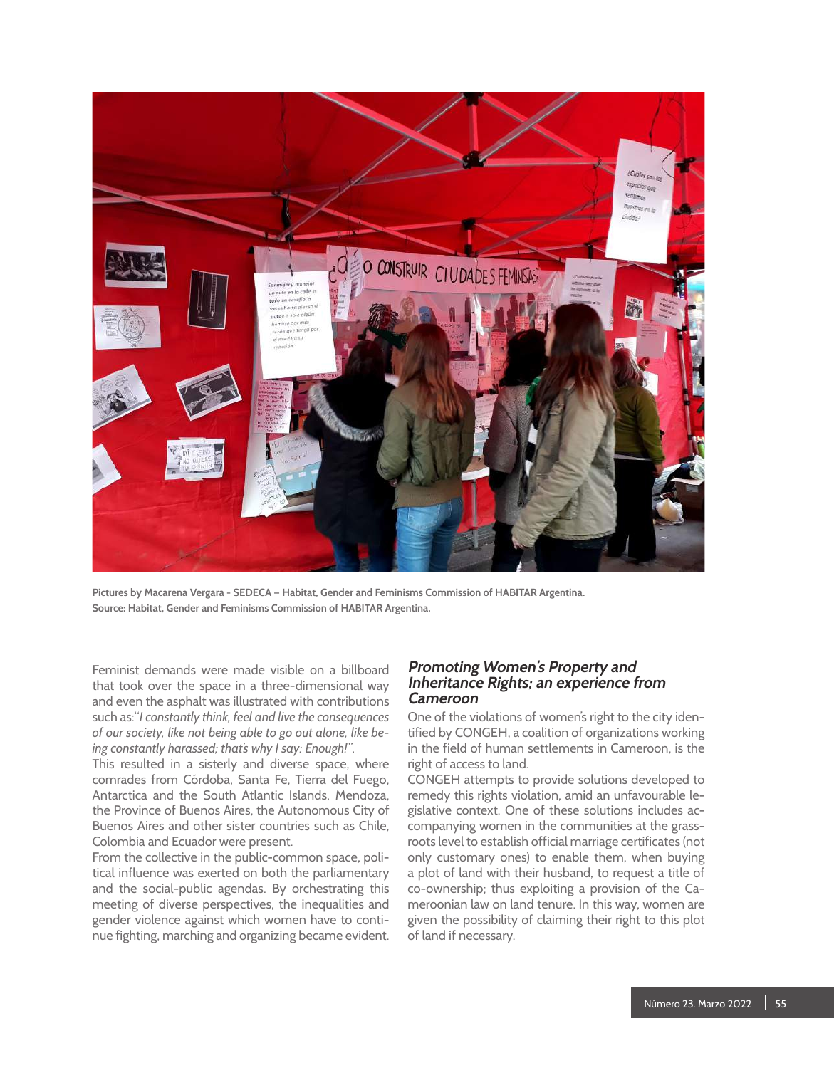Pictures by Macarena Vergara - SEDECA – Habitat, Gender and Feminisms Commission of HABITAR Argentina.
Source: Habitat, Gender and Feminisms Commission of HABITAR Argentina.

Feminist demands were made visible on a billboard that took over the space in a three-dimensional way and even the asphalt was illustrated with contributions such as:*"I constantly think, feel and live the consequences of our society, like not being able to go out alone, like being constantly harassed; that's why I say: Enough!".*

This resulted in a sisterly and diverse space, where comrades from Córdoba, Santa Fe, Tierra del Fuego, Antarctica and the South Atlantic Islands, Mendoza, the Province of Buenos Aires, the Autonomous City of Buenos Aires and other sister countries such as Chile, Colombia and Ecuador were present.

From the collective in the public-common space, political influence was exerted on both the parliamentary and the social-public agendas. By orchestrating this meeting of diverse perspectives, the inequalities and gender violence against which women have to continue fighting, marching and organizing became evident.

### *Promoting Women's Property and Inheritance Rights; an experience from Cameroon*

One of the violations of women's right to the city identified by CONGEH, a coalition of organizations working in the field of human settlements in Cameroon, is the right of access to land.

CONGEH attempts to provide solutions developed to remedy this rights violation, amid an unfavourable legislative context. One of these solutions includes accompanying women in the communities at the grassroots level to establish official marriage certificates (not only customary ones) to enable them, when buying a plot of land with their husband, to request a title of co-ownership; thus exploiting a provision of the Cameroonian law on land tenure. In this way, women are given the possibility of claiming their right to this plot of land if necessary.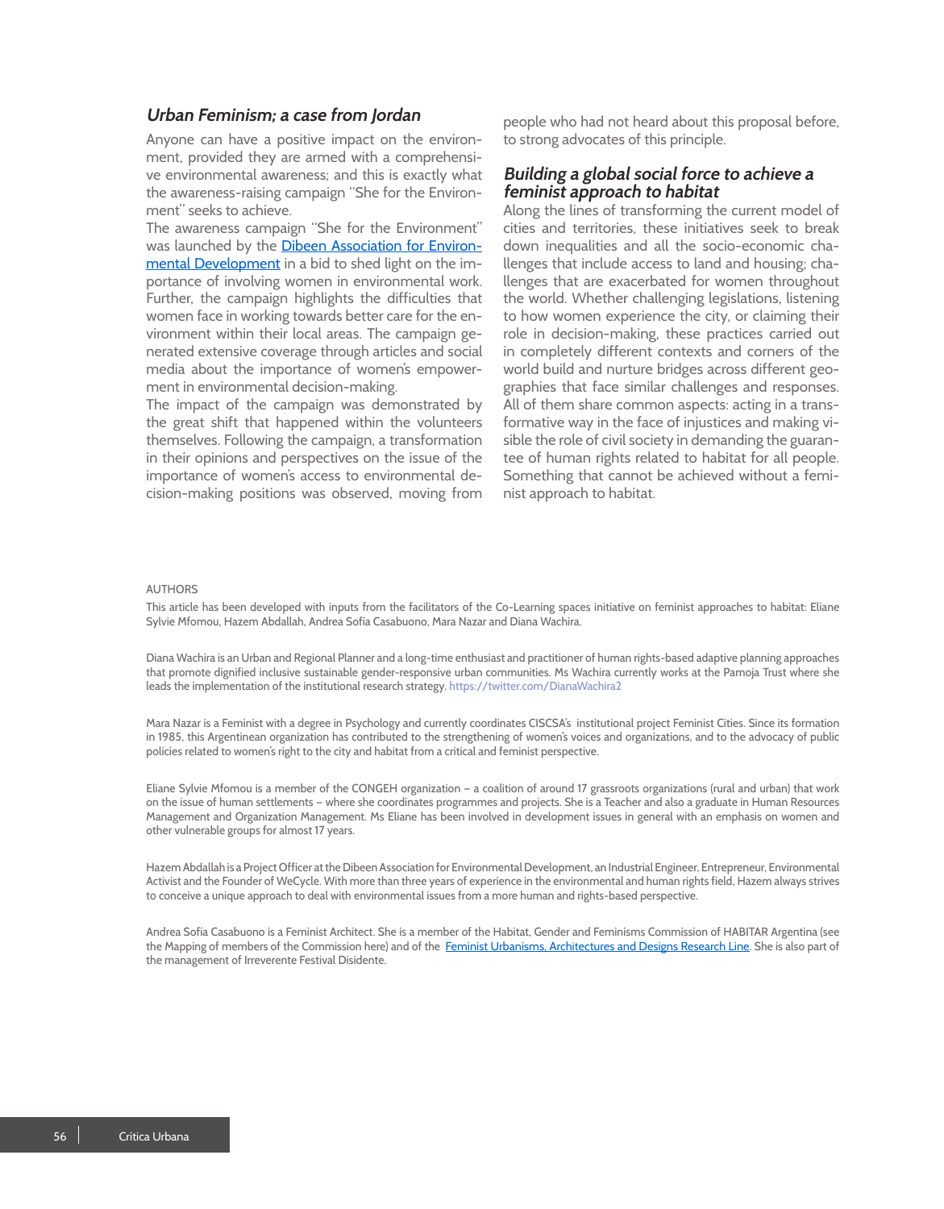### *Urban Feminism; a case from Jordan*

Anyone can have a positive impact on the environment, provided they are armed with a comprehensive environmental awareness; and this is exactly what the awareness-raising campaign "She for the Environment" seeks to achieve.

The awareness campaign "She for the Environment" was launched by the [Dibeen Association for Environmental Development](#) in a bid to shed light on the importance of involving women in environmental work. Further, the campaign highlights the difficulties that women face in working towards better care for the environment within their local areas. The campaign generated extensive coverage through articles and social media about the importance of women's empowerment in environmental decision-making.

The impact of the campaign was demonstrated by the great shift that happened within the volunteers themselves. Following the campaign, a transformation in their opinions and perspectives on the issue of the importance of women's access to environmental decision-making positions was observed, moving from people who had not heard about this proposal before, to strong advocates of this principle.

### *Building a global social force to achieve a feminist approach to habitat*

Along the lines of transforming the current model of cities and territories, these initiatives seek to break down inequalities and all the socio-economic challenges that include access to land and housing; challenges that are exacerbated for women throughout the world. Whether challenging legislations, listening to how women experience the city, or claiming their role in decision-making, these practices carried out in completely different contexts and corners of the world build and nurture bridges across different geographies that face similar challenges and responses. All of them share common aspects: acting in a transformative way in the face of injustices and making visible the role of civil society in demanding the guarantee of human rights related to habitat for all people. Something that cannot be achieved without a feminist approach to habitat.

AUTHORS

This article has been developed with inputs from the facilitators of the Co-Learning spaces initiative on feminist approaches to habitat: Eliane Sylvie Mfomou, Hazem Abdallah, Andrea Sofía Casabuono, Mara Nazar and Diana Wachira.

Diana Wachira is an Urban and Regional Planner and a long-time enthusiast and practitioner of human rights-based adaptive planning approaches that promote dignified inclusive sustainable gender-responsive urban communities. Ms Wachira currently works at the Pamoja Trust where she leads the implementation of the institutional research strategy. https://twitter.com/DianaWachira2

Mara Nazar is a Feminist with a degree in Psychology and currently coordinates CISCSA's institutional project Feminist Cities. Since its formation in 1985, this Argentinean organization has contributed to the strengthening of women's voices and organizations, and to the advocacy of public policies related to women's right to the city and habitat from a critical and feminist perspective.

Eliane Sylvie Mfomou is a member of the CONGEH organization – a coalition of around 17 grassroots organizations (rural and urban) that work on the issue of human settlements – where she coordinates programmes and projects. She is a Teacher and also a graduate in Human Resources Management and Organization Management. Ms Eliane has been involved in development issues in general with an emphasis on women and other vulnerable groups for almost 17 years.

Hazem Abdallah is a Project Officer at the Dibeen Association for Environmental Development, an Industrial Engineer, Entrepreneur, Environmental Activist and the Founder of WeCycle. With more than three years of experience in the environmental and human rights field, Hazem always strives to conceive a unique approach to deal with environmental issues from a more human and rights-based perspective.

Andrea Sofía Casabuono is a Feminist Architect. She is a member of the Habitat, Gender and Feminisms Commission of HABITAR Argentina (see the Mapping of members of the Commission here) and of the [Feminist Urbanisms, Architectures and Designs Research Line](#). She is also part of the management of Irreverente Festival Disidente.